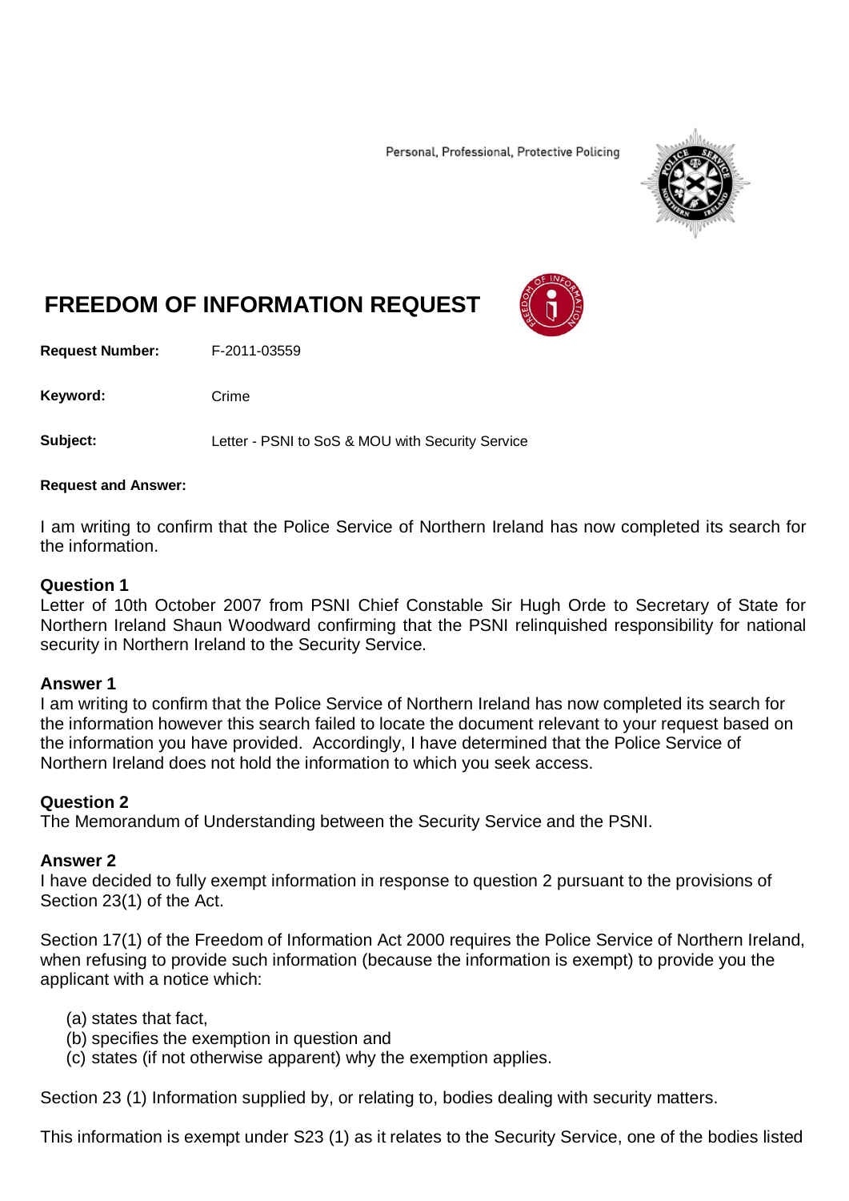Personal, Professional, Protective Policing

# FREEDOM OF INFORMATION REQUEST

**Request Number:** F-2011-03559

**Keyword:** Crime

**Subject:** Letter - PSNI to SoS & MOU with Security Service

**Request and Answer:**

I am writing to confirm that the Police Service of Northern Ireland has now completed its search for the information.

### Question 1

Letter of 10th October 2007 from PSNI Chief Constable Sir Hugh Orde to Secretary of State for Northern Ireland Shaun Woodward confirming that the PSNI relinquished responsibility for national security in Northern Ireland to the Security Service.

### Answer 1

I am writing to confirm that the Police Service of Northern Ireland has now completed its search for the information however this search failed to locate the document relevant to your request based on the information you have provided. Accordingly, I have determined that the Police Service of Northern Ireland does not hold the information to which you seek access.

### Question 2

The Memorandum of Understanding between the Security Service and the PSNI.

### Answer 2

I have decided to fully exempt information in response to question 2 pursuant to the provisions of Section 23(1) of the Act.

Section 17(1) of the Freedom of Information Act 2000 requires the Police Service of Northern Ireland, when refusing to provide such information (because the information is exempt) to provide you the applicant with a notice which:

(a) states that fact,
(b) specifies the exemption in question and
(c) states (if not otherwise apparent) why the exemption applies.

Section 23 (1) Information supplied by, or relating to, bodies dealing with security matters.

This information is exempt under S23 (1) as it relates to the Security Service, one of the bodies listed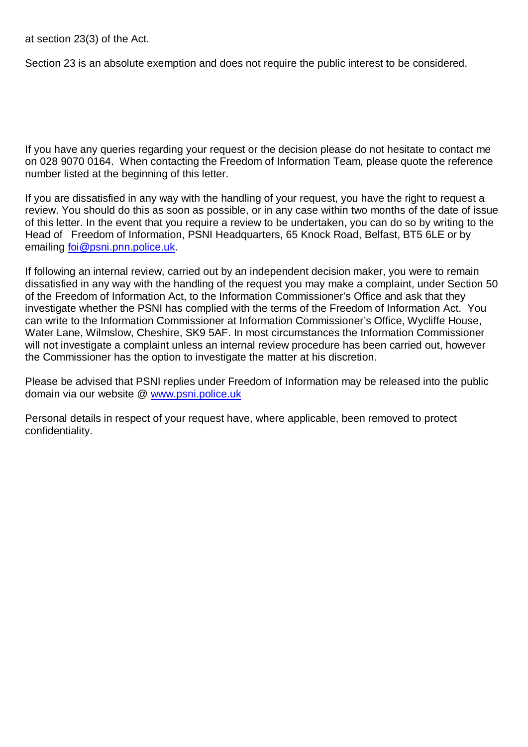at section 23(3) of the Act.

Section 23 is an absolute exemption and does not require the public interest to be considered.

If you have any queries regarding your request or the decision please do not hesitate to contact me on 028 9070 0164. When contacting the Freedom of Information Team, please quote the reference number listed at the beginning of this letter.

If you are dissatisfied in any way with the handling of your request, you have the right to request a review. You should do this as soon as possible, or in any case within two months of the date of issue of this letter. In the event that you require a review to be undertaken, you can do so by writing to the Head of Freedom of Information, PSNI Headquarters, 65 Knock Road, Belfast, BT5 6LE or by emailing foi@psni.pnn.police.uk.

If following an internal review, carried out by an independent decision maker, you were to remain dissatisfied in any way with the handling of the request you may make a complaint, under Section 50 of the Freedom of Information Act, to the Information Commissioner's Office and ask that they investigate whether the PSNI has complied with the terms of the Freedom of Information Act. You can write to the Information Commissioner at Information Commissioner's Office, Wycliffe House, Water Lane, Wilmslow, Cheshire, SK9 5AF. In most circumstances the Information Commissioner will not investigate a complaint unless an internal review procedure has been carried out, however the Commissioner has the option to investigate the matter at his discretion.

Please be advised that PSNI replies under Freedom of Information may be released into the public domain via our website @ www.psni.police.uk

Personal details in respect of your request have, where applicable, been removed to protect confidentiality.